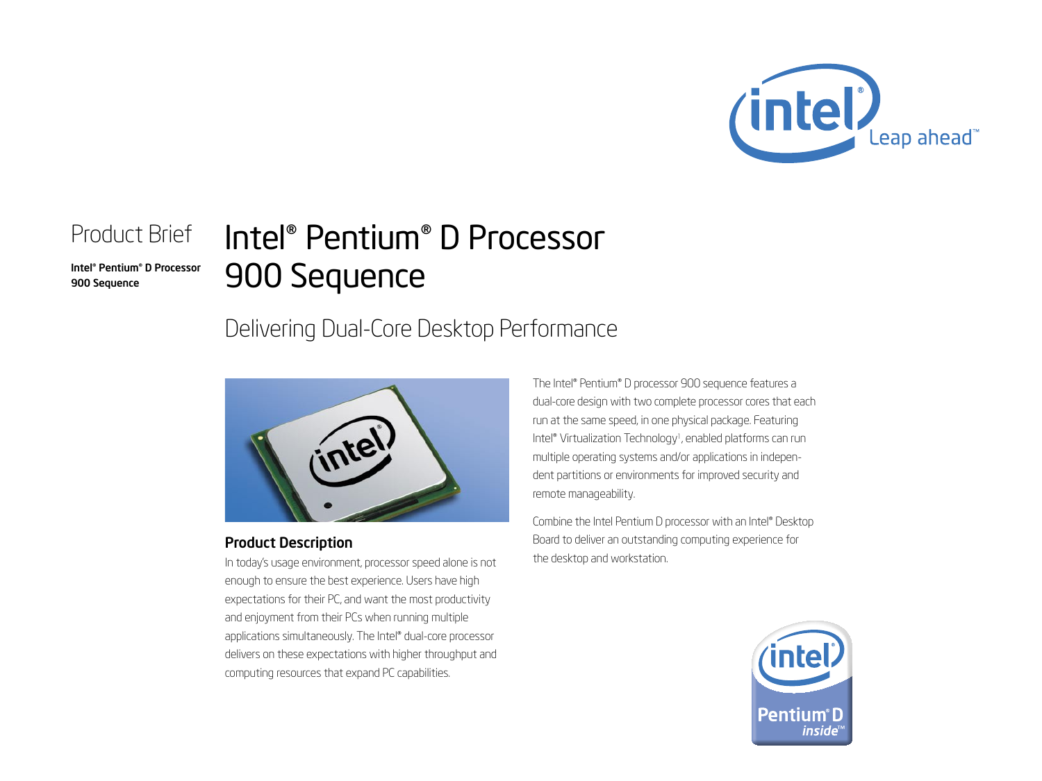Product Brief

**Intel® Pentium® D Processor 900 Sequence**

# Intel® Pentium® D Processor 900 Sequence

## Delivering Dual-Core Desktop Performance

### Product Description

In today's usage environment, processor speed alone is not enough to ensure the best experience. Users have high expectations for their PC, and want the most productivity and enjoyment from their PCs when running multiple applications simultaneously. The Intel® dual-core processor delivers on these expectations with higher throughput and computing resources that expand PC capabilities.

The Intel® Pentium® D processor 900 sequence features a dual-core design with two complete processor cores that each run at the same speed, in one physical package. Featuring Intel® Virtualization Technology[1], enabled platforms can run multiple operating systems and/or applications in independent partitions or environments for improved security and remote manageability.

Combine the Intel Pentium D processor with an Intel® Desktop Board to deliver an outstanding computing experience for the desktop and workstation.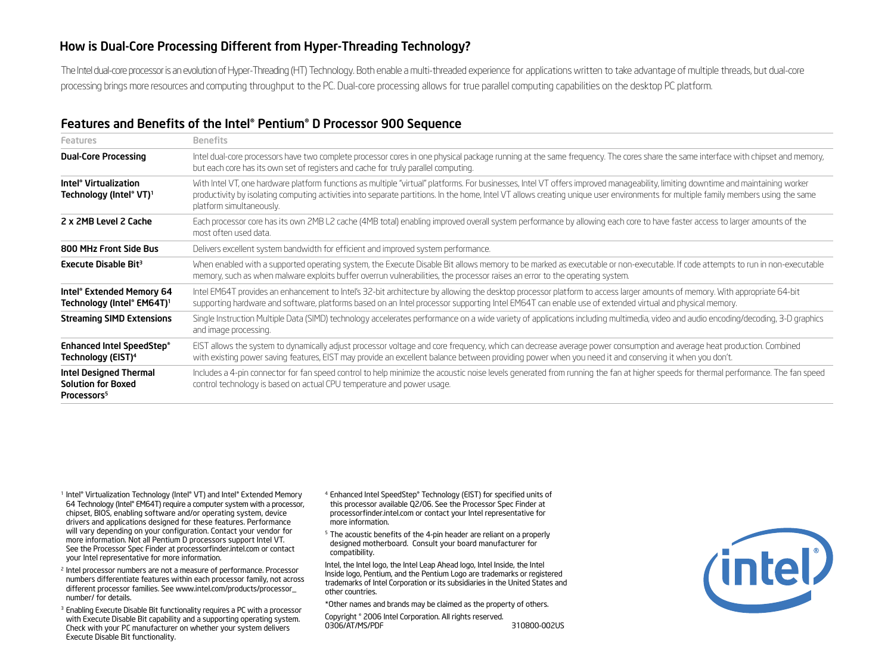## How is Dual-Core Processing Different from Hyper-Threading Technology?

The Intel dual-core processor is an evolution of Hyper-Threading (HT) Technology. Both enable a multi-threaded experience for applications written to take advantage of multiple threads, but dual-core processing brings more resources and computing throughput to the PC. Dual-core processing allows for true parallel computing capabilities on the desktop PC platform.

## Features and Benefits of the Intel® Pentium® D Processor 900 Sequence

| Features | Benefits |
|---|---|
| **Dual-Core Processing** | Intel dual-core processors have two complete processor cores in one physical package running at the same frequency. The cores share the same interface with chipset and memory, but each core has its own set of registers and cache for truly parallel computing. |
| **Intel® Virtualization Technology (Intel® VT)[1]** | With Intel VT, one hardware platform functions as multiple "virtual" platforms. For businesses, Intel VT offers improved manageability, limiting downtime and maintaining worker productivity by isolating computing activities into separate partitions. In the home, Intel VT allows creating unique user environments for multiple family members using the same platform simultaneously. |
| **2 x 2MB Level 2 Cache** | Each processor core has its own 2MB L2 cache (4MB total) enabling improved overall system performance by allowing each core to have faster access to larger amounts of the most often used data. |
| **800 MHz Front Side Bus** | Delivers excellent system bandwidth for efficient and improved system performance. |
| **Execute Disable Bit[3]** | When enabled with a supported operating system, the Execute Disable Bit allows memory to be marked as executable or non-executable. If code attempts to run in non-executable memory, such as when malware exploits buffer overrun vulnerabilities, the processor raises an error to the operating system. |
| **Intel® Extended Memory 64 Technology (Intel® EM64T)[1]** | Intel EM64T provides an enhancement to Intel's 32-bit architecture by allowing the desktop processor platform to access larger amounts of memory. With appropriate 64-bit supporting hardware and software, platforms based on an Intel processor supporting Intel EM64T can enable use of extended virtual and physical memory. |
| **Streaming SIMD Extensions** | Single Instruction Multiple Data (SIMD) technology accelerates performance on a wide variety of applications including multimedia, video and audio encoding/decoding, 3-D graphics and image processing. |
| **Enhanced Intel SpeedStep® Technology (EIST)[4]** | EIST allows the system to dynamically adjust processor voltage and core frequency, which can decrease average power consumption and average heat production. Combined with existing power saving features, EIST may provide an excellent balance between providing power when you need it and conserving it when you don't. |
| **Intel Designed Thermal Solution for Boxed Processors[5]** | Includes a 4-pin connector for fan speed control to help minimize the acoustic noise levels generated from running the fan at higher speeds for thermal performance. The fan speed control technology is based on actual CPU temperature and power usage. |

[1] Intel® Virtualization Technology (Intel® VT) and Intel® Extended Memory 64 Technology (Intel® EM64T) require a computer system with a processor, chipset, BIOS, enabling software and/or operating system, device drivers and applications designed for these features. Performance will vary depending on your configuration. Contact your vendor for more information. Not all Pentium D processors support Intel VT. See the Processor Spec Finder at processorfinder.intel.com or contact your Intel representative for more information.

[2] Intel processor numbers are not a measure of performance. Processor numbers differentiate features within each processor family, not across different processor families. See www.intel.com/products/processor_number/ for details.

[3] Enabling Execute Disable Bit functionality requires a PC with a processor with Execute Disable Bit capability and a supporting operating system. Check with your PC manufacturer on whether your system delivers Execute Disable Bit functionality.

[4] Enhanced Intel SpeedStep® Technology (EIST) for specified units of this processor available Q2/06. See the Processor Spec Finder at processorfinder.intel.com or contact your Intel representative for more information.

[5] The acoustic benefits of the 4-pin header are reliant on a properly designed motherboard. Consult your board manufacturer for compatibility.

Intel, the Intel logo, the Intel Leap Ahead logo, Intel Inside, the Intel Inside logo, Pentium, and the Pentium Logo are trademarks or registered trademarks of Intel Corporation or its subsidiaries in the United States and other countries.

*Other names and brands may be claimed as the property of others.

Copyright © 2006 Intel Corporation. All rights reserved.
0306/AT/MS/PDF 310800-002US